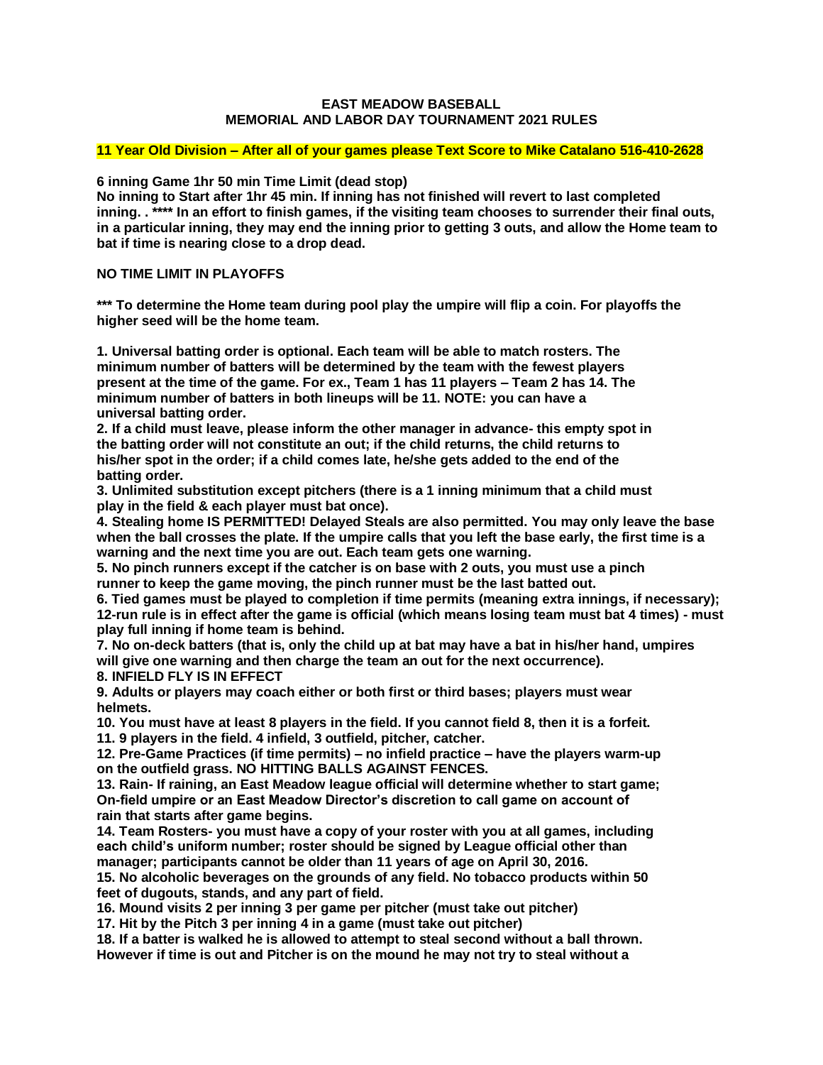# EAST MEADOW BASEBALL
## MEMORIAL AND LABOR DAY TOURNAMENT 2021 RULES

**11 Year Old Division – After all of your games please Text Score to Mike Catalano 516-410-2628**

**6 inning Game 1hr 50 min Time Limit (dead stop)**
**No inning to Start after 1hr 45 min. If inning has not finished will revert to last completed inning. . **** In an effort to finish games, if the visiting team chooses to surrender their final outs, in a particular inning, they may end the inning prior to getting 3 outs, and allow the Home team to bat if time is nearing close to a drop dead.**

**NO TIME LIMIT IN PLAYOFFS**

**\*** To determine the Home team during pool play the umpire will flip a coin. For playoffs the higher seed will be the home team.**

**1. Universal batting order is optional. Each team will be able to match rosters. The minimum number of batters will be determined by the team with the fewest players present at the time of the game. For ex., Team 1 has 11 players – Team 2 has 14. The minimum number of batters in both lineups will be 11. NOTE: you can have a universal batting order.**
**2. If a child must leave, please inform the other manager in advance- this empty spot in the batting order will not constitute an out; if the child returns, the child returns to his/her spot in the order; if a child comes late, he/she gets added to the end of the batting order.**
**3. Unlimited substitution except pitchers (there is a 1 inning minimum that a child must play in the field & each player must bat once).**
**4. Stealing home IS PERMITTED! Delayed Steals are also permitted. You may only leave the base when the ball crosses the plate. If the umpire calls that you left the base early, the first time is a warning and the next time you are out. Each team gets one warning.**
**5. No pinch runners except if the catcher is on base with 2 outs, you must use a pinch runner to keep the game moving, the pinch runner must be the last batted out.**
**6. Tied games must be played to completion if time permits (meaning extra innings, if necessary); 12-run rule is in effect after the game is official (which means losing team must bat 4 times) - must play full inning if home team is behind.**
**7. No on-deck batters (that is, only the child up at bat may have a bat in his/her hand, umpires will give one warning and then charge the team an out for the next occurrence).**
**8. INFIELD FLY IS IN EFFECT**
**9. Adults or players may coach either or both first or third bases; players must wear helmets.**
**10. You must have at least 8 players in the field. If you cannot field 8, then it is a forfeit.**
**11. 9 players in the field. 4 infield, 3 outfield, pitcher, catcher.**
**12. Pre-Game Practices (if time permits) – no infield practice – have the players warm-up on the outfield grass. NO HITTING BALLS AGAINST FENCES.**
**13. Rain- If raining, an East Meadow league official will determine whether to start game; On-field umpire or an East Meadow Director's discretion to call game on account of rain that starts after game begins.**
**14. Team Rosters- you must have a copy of your roster with you at all games, including each child's uniform number; roster should be signed by League official other than manager; participants cannot be older than 11 years of age on April 30, 2016.**
**15. No alcoholic beverages on the grounds of any field. No tobacco products within 50 feet of dugouts, stands, and any part of field.**
**16. Mound visits 2 per inning 3 per game per pitcher (must take out pitcher)**
**17. Hit by the Pitch 3 per inning 4 in a game (must take out pitcher)**
**18. If a batter is walked he is allowed to attempt to steal second without a ball thrown. However if time is out and Pitcher is on the mound he may not try to steal without a**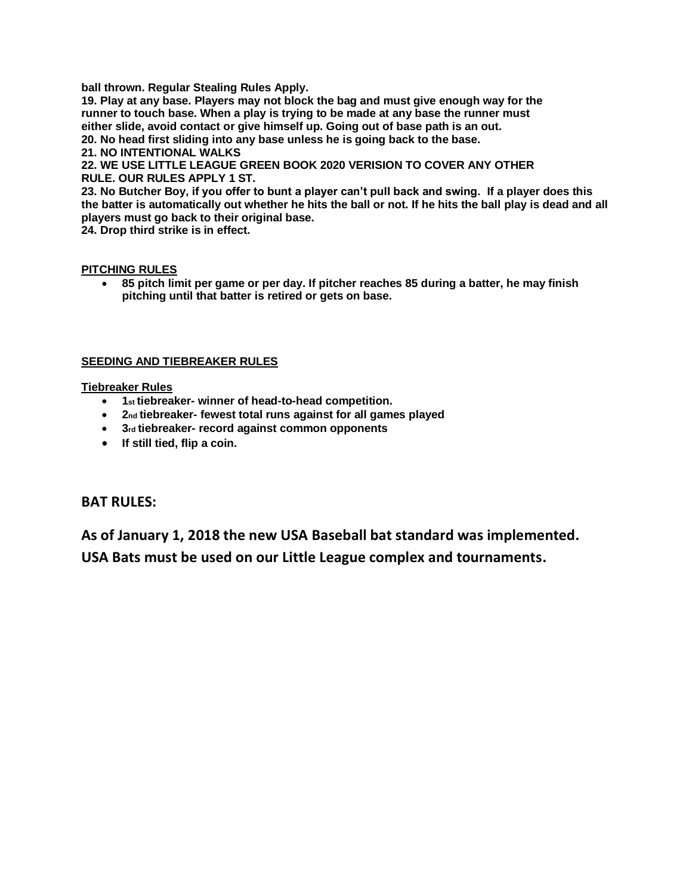**ball thrown. Regular Stealing Rules Apply.**

**19. Play at any base. Players may not block the bag and must give enough way for the runner to touch base. When a play is trying to be made at any base the runner must either slide, avoid contact or give himself up. Going out of base path is an out.**

**20. No head first sliding into any base unless he is going back to the base.**

**21. NO INTENTIONAL WALKS**

**22. WE USE LITTLE LEAGUE GREEN BOOK 2020 VERISION TO COVER ANY OTHER RULE. OUR RULES APPLY 1 ST.**

**23. No Butcher Boy, if you offer to bunt a player can't pull back and swing. If a player does this the batter is automatically out whether he hits the ball or not. If he hits the ball play is dead and all players must go back to their original base.**

**24. Drop third strike is in effect.**

**PITCHING RULES**

- **85 pitch limit per game or per day. If pitcher reaches 85 during a batter, he may finish pitching until that batter is retired or gets on base.**

**SEEDING AND TIEBREAKER RULES**

**Tiebreaker Rules**

- **1st tiebreaker- winner of head-to-head competition.**
- **2nd tiebreaker- fewest total runs against for all games played**
- **3rd tiebreaker- record against common opponents**
- **If still tied, flip a coin.**

## BAT RULES:

## As of January 1, 2018 the new USA Baseball bat standard was implemented. USA Bats must be used on our Little League complex and tournaments.